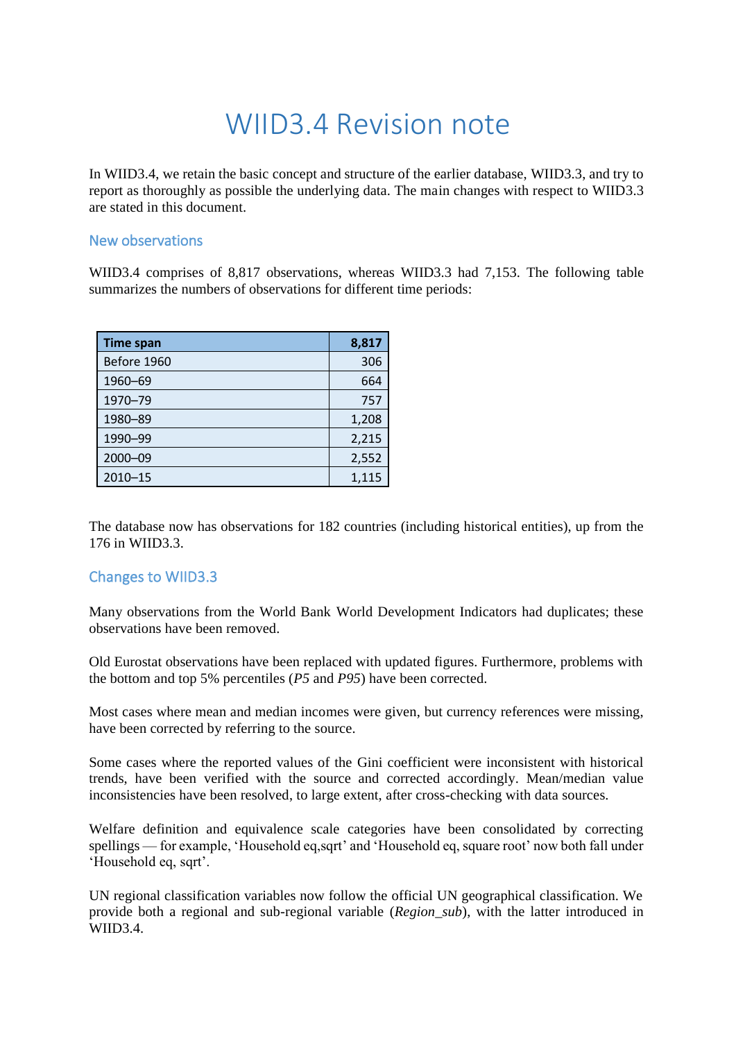# WIID3.4 Revision note

In WIID3.4, we retain the basic concept and structure of the earlier database, WIID3.3, and try to report as thoroughly as possible the underlying data. The main changes with respect to WIID3.3 are stated in this document.

## New observations

WIID3.4 comprises of 8,817 observations, whereas WIID3.3 had 7,153. The following table summarizes the numbers of observations for different time periods:

| Time span | 8,817 |
|---|---|
| Before 1960 | 306 |
| 1960–69 | 664 |
| 1970–79 | 757 |
| 1980–89 | 1,208 |
| 1990–99 | 2,215 |
| 2000–09 | 2,552 |
| 2010–15 | 1,115 |

The database now has observations for 182 countries (including historical entities), up from the 176 in WIID3.3.

## Changes to WIID3.3

Many observations from the World Bank World Development Indicators had duplicates; these observations have been removed.

Old Eurostat observations have been replaced with updated figures. Furthermore, problems with the bottom and top 5% percentiles (*P5* and *P95*) have been corrected.

Most cases where mean and median incomes were given, but currency references were missing, have been corrected by referring to the source.

Some cases where the reported values of the Gini coefficient were inconsistent with historical trends, have been verified with the source and corrected accordingly. Mean/median value inconsistencies have been resolved, to large extent, after cross-checking with data sources.

Welfare definition and equivalence scale categories have been consolidated by correcting spellings — for example, 'Household eq,sqrt' and 'Household eq, square root' now both fall under 'Household eq, sqrt'.

UN regional classification variables now follow the official UN geographical classification. We provide both a regional and sub-regional variable (*Region_sub*), with the latter introduced in WIID3.4.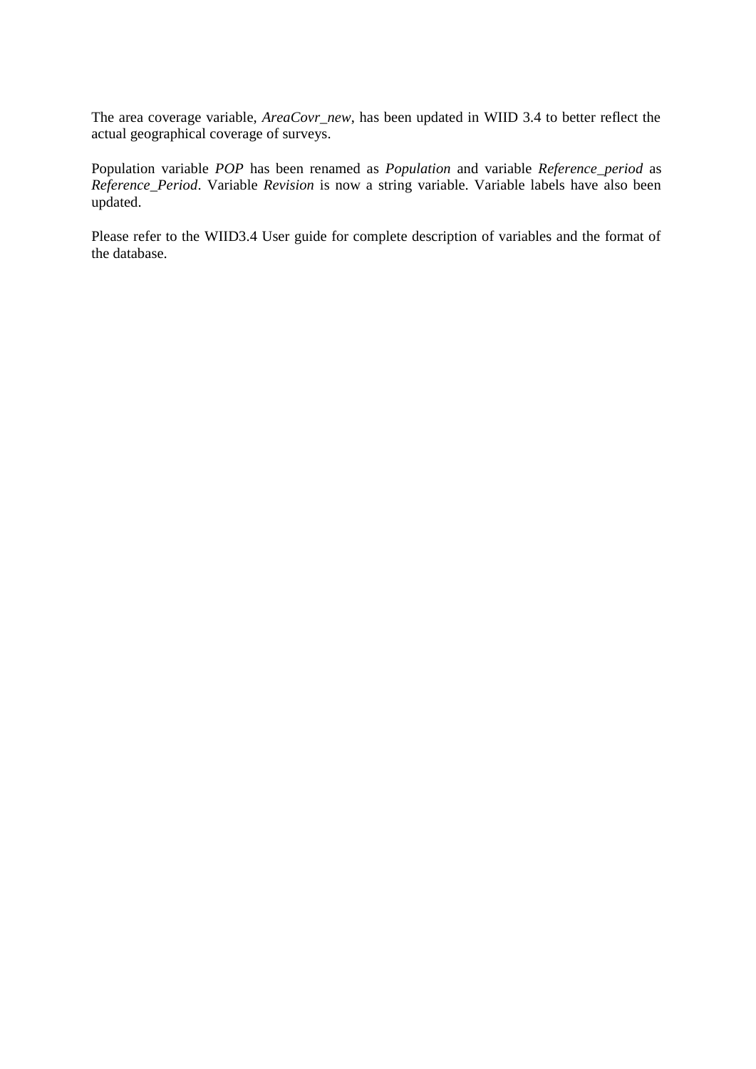The area coverage variable, *AreaCovr_new*, has been updated in WIID 3.4 to better reflect the actual geographical coverage of surveys.

Population variable *POP* has been renamed as *Population* and variable *Reference_period* as *Reference_Period*. Variable *Revision* is now a string variable. Variable labels have also been updated.

Please refer to the WIID3.4 User guide for complete description of variables and the format of the database.